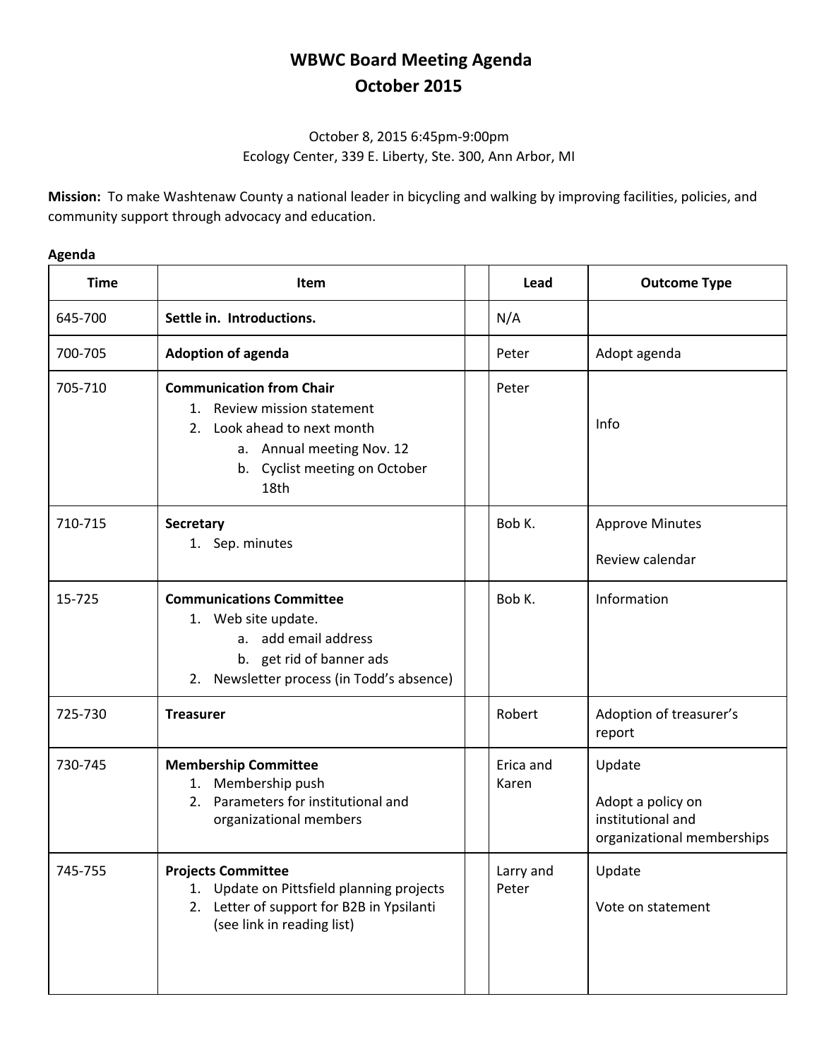# WBWC Board Meeting Agenda
# October 2015

October 8, 2015 6:45pm-9:00pm
Ecology Center, 339 E. Liberty, Ste. 300, Ann Arbor, MI

**Mission:** To make Washtenaw County a national leader in bicycling and walking by improving facilities, policies, and community support through advocacy and education.

**Agenda**

| Time | Item | | Lead | Outcome Type |
|---|---|---|---|---|
| 645-700 | **Settle in. Introductions.** | | N/A | |
| 700-705 | **Adoption of agenda** | | Peter | Adopt agenda |
| 705-710 | **Communication from Chair**<br>1. Review mission statement<br>2. Look ahead to next month<br>a. Annual meeting Nov. 12<br>b. Cyclist meeting on October 18th | | Peter | Info |
| 710-715 | **Secretary**<br>1. Sep. minutes | | Bob K. | Approve Minutes<br><br>Review calendar |
| 15-725 | **Communications Committee**<br>1. Web site update.<br>a. add email address<br>b. get rid of banner ads<br>2. Newsletter process (in Todd's absence) | | Bob K. | Information |
| 725-730 | **Treasurer** | | Robert | Adoption of treasurer's report |
| 730-745 | **Membership Committee**<br>1. Membership push<br>2. Parameters for institutional and organizational members | | Erica and Karen | Update<br><br>Adopt a policy on institutional and organizational memberships |
| 745-755 | **Projects Committee**<br>1. Update on Pittsfield planning projects<br>2. Letter of support for B2B in Ypsilanti (see link in reading list) | | Larry and Peter | Update<br><br>Vote on statement |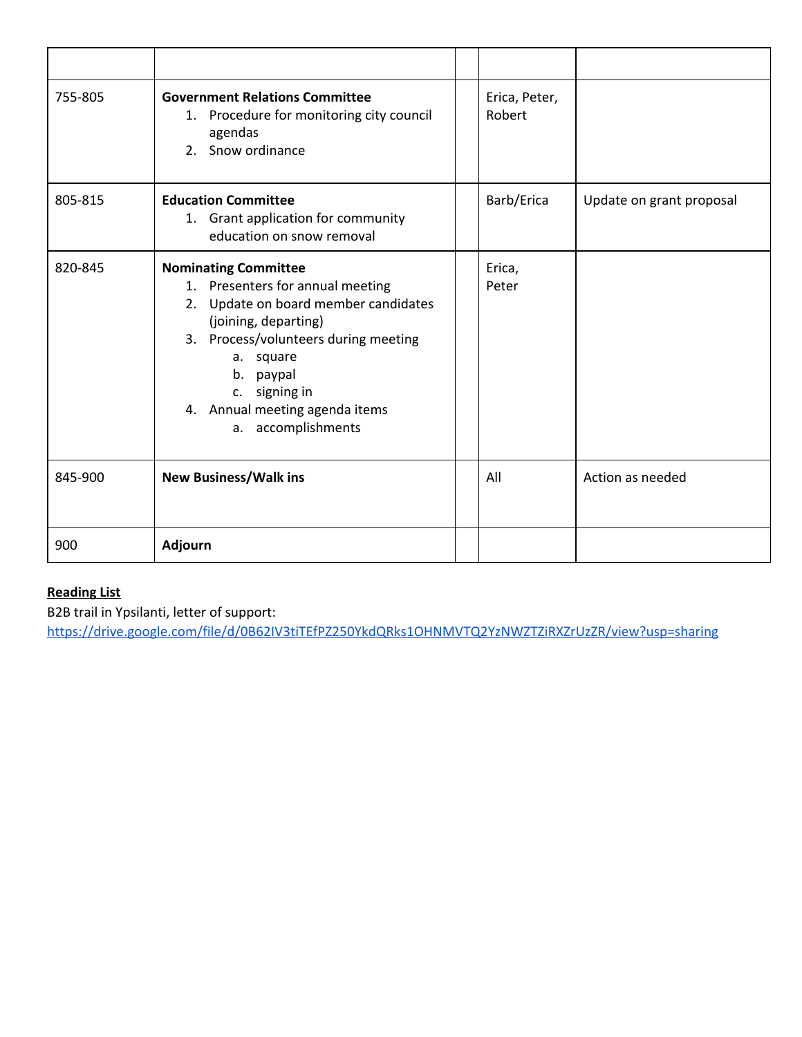| | | | | |
|---|---|---|---|---|
| | | | | |
| 755-805 | **Government Relations Committee**<br>1. Procedure for monitoring city council agendas<br>2. Snow ordinance | | Erica, Peter, Robert | |
| 805-815 | **Education Committee**<br>1. Grant application for community education on snow removal | | Barb/Erica | Update on grant proposal |
| 820-845 | **Nominating Committee**<br>1. Presenters for annual meeting<br>2. Update on board member candidates (joining, departing)<br>3. Process/volunteers during meeting<br>a. square<br>b. paypal<br>c. signing in<br>4. Annual meeting agenda items<br>a. accomplishments | | Erica, Peter | |
| 845-900 | **New Business/Walk ins** | | All | Action as needed |
| 900 | **Adjourn** | | | |

**Reading List**

B2B trail in Ypsilanti, letter of support:
https://drive.google.com/file/d/0B62IV3tiTEfPZ250YkdQRks1OHNMVTQ2YzNWZTZiRXZrUzZR/view?usp=sharing